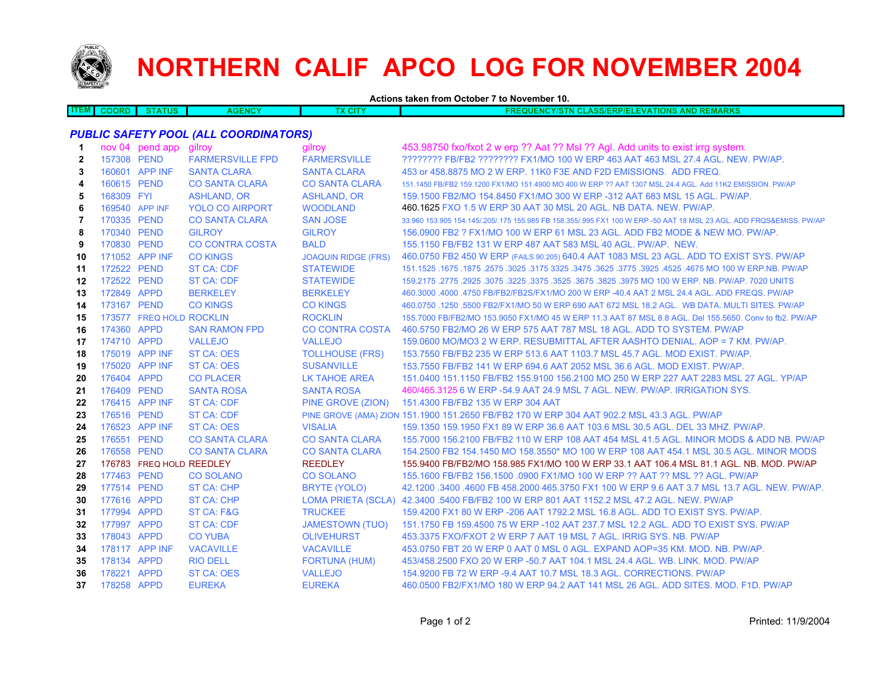# NORTHERN CALIF APCO LOG FOR NOVEMBER 2004

**Actions taken from October 7 to November 10.**

| ITEM | COORD | STATUS | AGENCY | TX CITY | FREQUENCY/STN CLASS/ERP/ELEVATIONS AND REMARKS |
|---|---|---|---|---|---|
| ***PUBLIC SAFETY POOL (ALL COORDINATORS)*** | | | | | |
| 1 | nov 04 | pend app | gilroy | gilroy | 453.98750 fxo/fxot 2 w erp ?? Aat ?? Msl ?? Agl. Add units to exist irrg system. |
| 2 | 157308 | PEND | FARMERSVILLE FPD | FARMERSVILLE | ???????? FB/FB2 ???????? FX1/MO 100 W ERP 463 AAT 463 MSL 27.4 AGL. NEW. PW/AP. |
| 3 | 160601 | APP INF | SANTA CLARA | SANTA CLARA | 453 or 458.8875 MO 2 W ERP. 11K0 F3E AND F2D EMISSIONS. ADD FREQ. |
| 4 | 160615 | PEND | CO SANTA CLARA | CO SANTA CLARA | 151.1450 FB/FB2 159.1200 FX1/MO 151.4900 MO 400 W ERP ?? AAT 1307 MSL 24.4 AGL. Add 11K2 EMISSION. PW/AP |
| 5 | 168309 | FYI | ASHLAND, OR | ASHLAND, OR | 159.1500 FB2/MO 154.8450 FX1/MO 300 W ERP -312 AAT 683 MSL 15 AGL. PW/AP. |
| 6 | 169540 | APP INF | YOLO CO AIRPORT | WOODLAND | 460.1625 FXO 1.5 W ERP 30 AAT 30 MSL 20 AGL. NB DATA. NEW. PW/AP. |
| 7 | 170335 | PEND | CO SANTA CLARA | SAN JOSE | 33.960 153.905 154.145/.205/.175 155.985 FB 158.355/.995 FX1 100 W ERP -50 AAT 18 MSL 23 AGL. ADD FRQS&EMISS. PW/AP |
| 8 | 170340 | PEND | GILROY | GILROY | 156.0900 FB2 ? FX1/MO 100 W ERP 61 MSL 23 AGL. ADD FB2 MODE & NEW MO. PW/AP. |
| 9 | 170830 | PEND | CO CONTRA COSTA | BALD | 155.1150 FB/FB2 131 W ERP 487 AAT 583 MSL 40 AGL. PW/AP. NEW. |
| 10 | 171052 | APP INF | CO KINGS | JOAQUIN RIDGE (FRS) | 460.0750 FB2 450 W ERP (FAILS 90.205) 640.4 AAT 1083 MSL 23 AGL. ADD TO EXIST SYS. PW/AP |
| 11 | 172522 | PEND | ST CA: CDF | STATEWIDE | 151.1525 .1675 .1875 .2575 .3025 .3175 3325 .3475 .3625 .3775 .3925 .4525 .4675 MO 100 W ERP.NB. PW/AP |
| 12 | 172522 | PEND | ST CA: CDF | STATEWIDE | 159.2175 .2775 .2925 .3075 .3225 .3375 .3525 .3675 .3825 .3975 MO 100 W ERP. NB. PW/AP. 7020 UNITS |
| 13 | 172849 | APPD | BERKELEY | BERKELEY | 460.3000 .4000 .4750 FB/FB2/FB2S/FX1/MO 200 W ERP -40.4 AAT 2 MSL 24.4 AGL. ADD FREQS. PW/AP |
| 14 | 173167 | PEND | CO KINGS | CO KINGS | 460.0750 .1250 .5500 FB2/FX1/MO 50 W ERP 690 AAT 672 MSL 18.2 AGL. WB DATA. MULTI SITES. PW/AP |
| 15 | 173577 | FREQ HOLD | ROCKLIN | ROCKLIN | 155.7000 FB/FB2/MO 153.9050 FX1/MO 45 W ERP 11.3 AAT 87 MSL 8.8 AGL. Del 155.5650. Conv to fb2. PW/AP |
| 16 | 174360 | APPD | SAN RAMON FPD | CO CONTRA COSTA | 460.5750 FB2/MO 26 W ERP 575 AAT 787 MSL 18 AGL. ADD TO SYSTEM. PW/AP |
| 17 | 174710 | APPD | VALLEJO | VALLEJO | 159.0600 MO/MO3 2 W ERP. RESUBMITTAL AFTER AASHTO DENIAL. AOP = 7 KM. PW/AP. |
| 18 | 175019 | APP INF | ST CA: OES | TOLLHOUSE (FRS) | 153.7550 FB/FB2 235 W ERP 513.6 AAT 1103.7 MSL 45.7 AGL. MOD EXIST. PW/AP. |
| 19 | 175020 | APP INF | ST CA: OES | SUSANVILLE | 153.7550 FB/FB2 141 W ERP 694.6 AAT 2052 MSL 36.6 AGL. MOD EXIST. PW/AP. |
| 20 | 176404 | APPD | CO PLACER | LK TAHOE AREA | 151.0400 151.1150 FB/FB2 155.9100 156.2100 MO 250 W ERP 227 AAT 2283 MSL 27 AGL. YP/AP |
| 21 | 176409 | PEND | SANTA ROSA | SANTA ROSA | 460/465.3125 6 W ERP -54.9 AAT 24.9 MSL 7 AGL. NEW. PW/AP. IRRIGATION SYS. |
| 22 | 176415 | APP INF | ST CA: CDF | PINE GROVE (ZION) | 151.4300 FB/FB2 135 W ERP 304 AAT |
| 23 | 176516 | PEND | ST CA: CDF | PINE GROVE (AMA) ZION | 151.1900 151.2650 FB/FB2 170 W ERP 304 AAT 902.2 MSL 43.3 AGL. PW/AP |
| 24 | 176523 | APP INF | ST CA: OES | VISALIA | 159.1350 159.1950 FX1 89 W ERP 36.6 AAT 103.6 MSL 30.5 AGL. DEL 33 MHZ. PW/AP. |
| 25 | 176551 | PEND | CO SANTA CLARA | CO SANTA CLARA | 155.7000 156.2100 FB/FB2 110 W ERP 108 AAT 454 MSL 41.5 AGL. MINOR MODS & ADD NB. PW/AP |
| 26 | 176558 | PEND | CO SANTA CLARA | CO SANTA CLARA | 154.2500 FB2 154.1450 MO 158.3550* MO 100 W ERP 108 AAT 454.1 MSL 30.5 AGL. MINOR MODS |
| 27 | 176783 | FREQ HOLD | REEDLEY | REEDLEY | 155.9400 FB/FB2/MO 158.985 FX1/MO 100 W ERP 33.1 AAT 106.4 MSL 81.1 AGL. NB. MOD. PW/AP |
| 28 | 177463 | PEND | CO SOLANO | CO SOLANO | 155.1600 FB/FB2 156.1500 .0900 FX1/MO 100 W ERP ?? AAT ?? MSL ?? AGL. PW/AP |
| 29 | 177514 | PEND | ST CA: CHP | BRYTE (YOLO) | 42.1200 .3400 .4600 FB 458.2000 465.3750 FX1 100 W ERP 9.6 AAT 3.7 MSL 13.7 AGL. NEW. PW/AP. |
| 30 | 177616 | APPD | ST CA: CHP | LOMA PRIETA (SCLA) | 42.3400 .5400 FB/FB2 100 W ERP 801 AAT 1152.2 MSL 47.2 AGL. NEW. PW/AP |
| 31 | 177994 | APPD | ST CA: F&G | TRUCKEE | 159.4200 FX1 80 W ERP -206 AAT 1792.2 MSL 16.8 AGL. ADD TO EXIST SYS. PW/AP. |
| 32 | 177997 | APPD | ST CA: CDF | JAMESTOWN (TUO) | 151.1750 FB 159.4500 75 W ERP -102 AAT 237.7 MSL 12.2 AGL. ADD TO EXIST SYS. PW/AP |
| 33 | 178043 | APPD | CO YUBA | OLIVEHURST | 453.3375 FXO/FXOT 2 W ERP 7 AAT 19 MSL 7 AGL. IRRIG SYS. NB. PW/AP |
| 34 | 178117 | APP INF | VACAVILLE | VACAVILLE | 453.0750 FBT 20 W ERP 0 AAT 0 MSL 0 AGL. EXPAND AOP=35 KM. MOD. NB. PW/AP. |
| 35 | 178134 | APPD | RIO DELL | FORTUNA (HUM) | 453/458.2500 FXO 20 W ERP -50.7 AAT 104.1 MSL 24.4 AGL. WB. LINK. MOD. PW/AP |
| 36 | 178221 | APPD | ST CA: OES | VALLEJO | 154.9200 FB 72 W ERP -9.4 AAT 10.7 MSL 18.3 AGL. CORRECTIONS. PW/AP |
| 37 | 178258 | APPD | EUREKA | EUREKA | 460.0500 FB2/FX1/MO 180 W ERP 94.2 AAT 141 MSL 26 AGL. ADD SITES. MOD. F1D. PW/AP |

Printed: 11/9/2004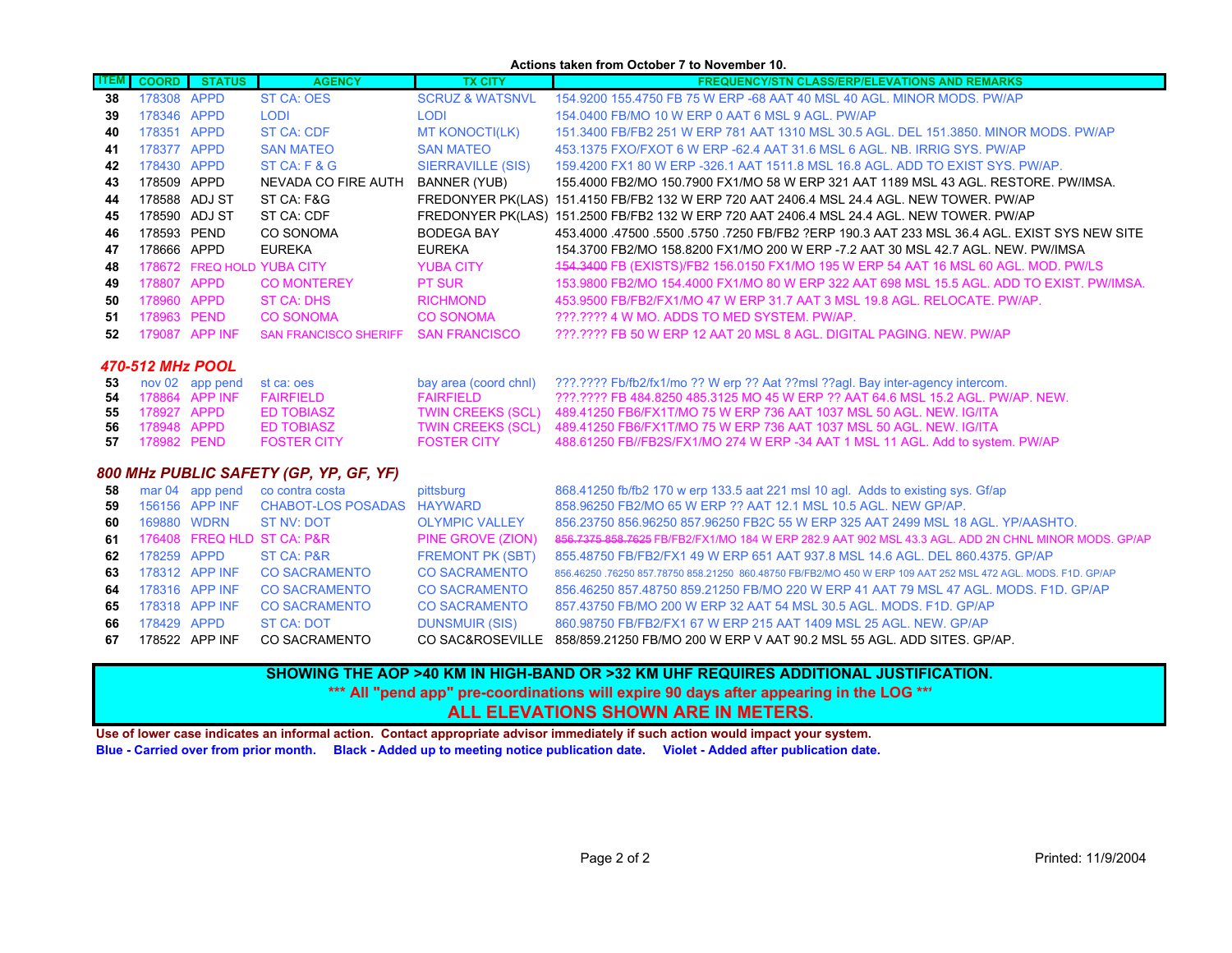**Actions taken from October 7 to November 10.**

| ITEM | COORD | STATUS | AGENCY | TX CITY | FREQUENCY/STN CLASS/ERP/ELEVATIONS AND REMARKS |
|---|---|---|---|---|---|
| 38 | 178308 | APPD | ST CA: OES | SCRUZ & WATSNVL | 154.9200 155.4750 FB 75 W ERP -68 AAT 40 MSL 40 AGL. MINOR MODS. PW/AP |
| 39 | 178346 | APPD | LODI | LODI | 154.0400 FB/MO 10 W ERP 0 AAT 6 MSL 9 AGL. PW/AP |
| 40 | 178351 | APPD | ST CA: CDF | MT KONOCTI(LK) | 151.3400 FB/FB2 251 W ERP 781 AAT 1310 MSL 30.5 AGL. DEL 151.3850. MINOR MODS. PW/AP |
| 41 | 178377 | APPD | SAN MATEO | SAN MATEO | 453.1375 FXO/FXOT 6 W ERP -62.4 AAT 31.6 MSL 6 AGL. NB. IRRIG SYS. PW/AP |
| 42 | 178430 | APPD | ST CA: F & G | SIERRAVILLE (SIS) | 159.4200 FX1 80 W ERP -326.1 AAT 1511.8 MSL 16.8 AGL. ADD TO EXIST SYS. PW/AP. |
| 43 | 178509 | APPD | NEVADA CO FIRE AUTH | BANNER (YUB) | 155.4000 FB2/MO 150.7900 FX1/MO 58 W ERP 321 AAT 1189 MSL 43 AGL. RESTORE. PW/IMSA. |
| 44 | 178588 | ADJ ST | ST CA: F&G | FREDONYER PK(LAS) | 151.4150 FB/FB2 132 W ERP 720 AAT 2406.4 MSL 24.4 AGL. NEW TOWER. PW/AP |
| 45 | 178590 | ADJ ST | ST CA: CDF | FREDONYER PK(LAS) | 151.2500 FB/FB2 132 W ERP 720 AAT 2406.4 MSL 24.4 AGL. NEW TOWER. PW/AP |
| 46 | 178593 | PEND | CO SONOMA | BODEGA BAY | 453.4000 .47500 .5500 .5750 .7250 FB/FB2 ?ERP 190.3 AAT 233 MSL 36.4 AGL. EXIST SYS NEW SITE |
| 47 | 178666 | APPD | EUREKA | EUREKA | 154.3700 FB2/MO 158.8200 FX1/MO 200 W ERP -7.2 AAT 30 MSL 42.7 AGL. NEW. PW/IMSA |
| 48 | 178672 | FREQ HOLD | YUBA CITY | YUBA CITY | ~~154.3400~~ FB (EXISTS)/FB2 156.0150 FX1/MO 195 W ERP 54 AAT 16 MSL 60 AGL. MOD. PW/LS |
| 49 | 178807 | APPD | CO MONTEREY | PT SUR | 153.9800 FB2/MO 154.4000 FX1/MO 80 W ERP 322 AAT 698 MSL 15.5 AGL. ADD TO EXIST. PW/IMSA. |
| 50 | 178960 | APPD | ST CA: DHS | RICHMOND | 453.9500 FB/FB2/FX1/MO 47 W ERP 31.7 AAT 3 MSL 19.8 AGL. RELOCATE. PW/AP. |
| 51 | 178963 | PEND | CO SONOMA | CO SONOMA | ???.???? 4 W MO. ADDS TO MED SYSTEM. PW/AP. |
| 52 | 179087 | APP INF | SAN FRANCISCO SHERIFF | SAN FRANCISCO | ???.???? FB 50 W ERP 12 AAT 20 MSL 8 AGL. DIGITAL PAGING. NEW. PW/AP |
| | | | ***470-512 MHz POOL*** | | |
| 53 | nov 02 | app pend | st ca: oes | bay area (coord chnl) | ???.???? Fb/fb2/fx1/mo ?? W erp ?? Aat ??msl ??agl. Bay inter-agency intercom. |
| 54 | 178864 | APP INF | FAIRFIELD | FAIRFIELD | ???.???? FB 484.8250 485.3125 MO 45 W ERP ?? AAT 64.6 MSL 15.2 AGL. PW/AP. NEW. |
| 55 | 178927 | APPD | ED TOBIASZ | TWIN CREEKS (SCL) | 489.41250 FB6/FX1T/MO 75 W ERP 736 AAT 1037 MSL 50 AGL. NEW. IG/ITA |
| 56 | 178948 | APPD | ED TOBIASZ | TWIN CREEKS (SCL) | 489.41250 FB6/FX1T/MO 75 W ERP 736 AAT 1037 MSL 50 AGL. NEW. IG/ITA |
| 57 | 178982 | PEND | FOSTER CITY | FOSTER CITY | 488.61250 FB//FB2S/FX1/MO 274 W ERP -34 AAT 1 MSL 11 AGL. Add to system. PW/AP |
| | | | ***800 MHz PUBLIC SAFETY (GP, YP, GF, YF)*** | | |
| 58 | mar 04 | app pend | co contra costa | pittsburg | 868.41250 fb/fb2 170 w erp 133.5 aat 221 msl 10 agl. Adds to existing sys. Gf/ap |
| 59 | 156156 | APP INF | CHABOT-LOS POSADAS | HAYWARD | 858.96250 FB2/MO 65 W ERP ?? AAT 12.1 MSL 10.5 AGL. NEW GP/AP. |
| 60 | 169880 | WDRN | ST NV: DOT | OLYMPIC VALLEY | 856.23750 856.96250 857.96250 FB2C 55 W ERP 325 AAT 2499 MSL 18 AGL. YP/AASHTO. |
| 61 | 176408 | FREQ HLD | ST CA: P&R | PINE GROVE (ZION) | ~~856.7375 858.7625~~ FB/FB2/FX1/MO 184 W ERP 282.9 AAT 902 MSL 43.3 AGL. ADD 2N CHNL MINOR MODS. GP/AP |
| 62 | 178259 | APPD | ST CA: P&R | FREMONT PK (SBT) | 855.48750 FB/FB2/FX1 49 W ERP 651 AAT 937.8 MSL 14.6 AGL. DEL 860.4375. GP/AP |
| 63 | 178312 | APP INF | CO SACRAMENTO | CO SACRAMENTO | 856.46250 .76250 857.78750 858.21250 860.48750 FB/FB2/MO 450 W ERP 109 AAT 252 MSL 472 AGL. MODS. F1D. GP/AP |
| 64 | 178316 | APP INF | CO SACRAMENTO | CO SACRAMENTO | 856.46250 857.48750 859.21250 FB/MO 220 W ERP 41 AAT 79 MSL 47 AGL. MODS. F1D. GP/AP |
| 65 | 178318 | APP INF | CO SACRAMENTO | CO SACRAMENTO | 857.43750 FB/MO 200 W ERP 32 AAT 54 MSL 30.5 AGL. MODS. F1D. GP/AP |
| 66 | 178429 | APPD | ST CA: DOT | DUNSMUIR (SIS) | 860.98750 FB/FB2/FX1 67 W ERP 215 AAT 1409 MSL 25 AGL. NEW. GP/AP |
| 67 | 178522 | APP INF | CO SACRAMENTO | CO SAC&ROSEVILLE | 858/859.21250 FB/MO 200 W ERP V AAT 90.2 MSL 55 AGL. ADD SITES. GP/AP. |

**SHOWING THE AOP >40 KM IN HIGH-BAND OR >32 KM UHF REQUIRES ADDITIONAL JUSTIFICATION.**

**\*\*\* All "pend app" pre-coordinations will expire 90 days after appearing in the LOG \*\*\***

**ALL ELEVATIONS SHOWN ARE IN METERS.**

**Use of lower case indicates an informal action. Contact appropriate advisor immediately if such action would impact your system.**

**Blue - Carried over from prior month. Black - Added up to meeting notice publication date. Violet - Added after publication date.**

Printed: 11/9/2004